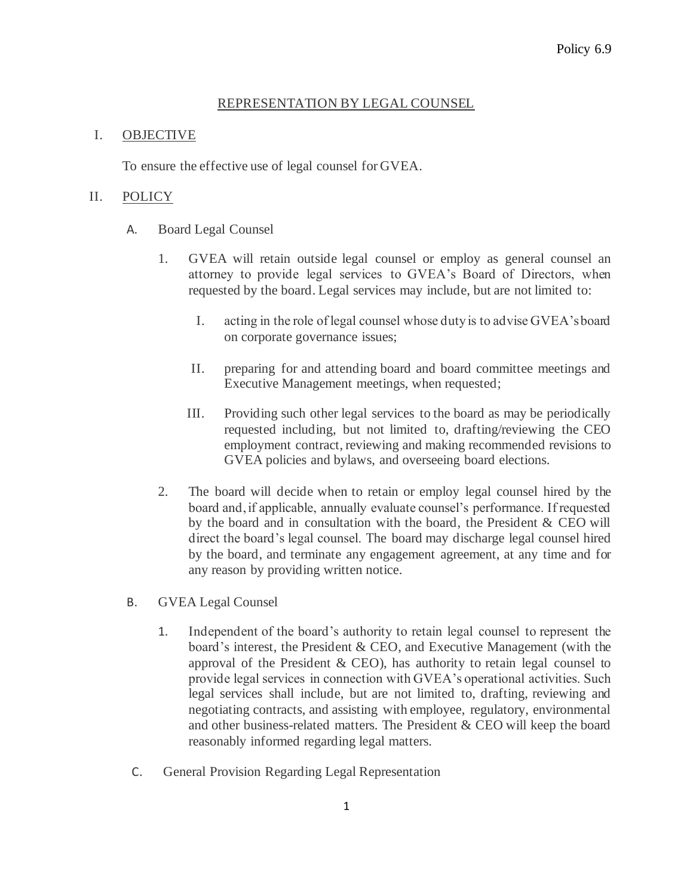Policy 6.9

# REPRESENTATION BY LEGAL COUNSEL

## I. OBJECTIVE

To ensure the effective use of legal counsel for GVEA.

## II. POLICY

### A. Board Legal Counsel

1. GVEA will retain outside legal counsel or employ as general counsel an attorney to provide legal services to GVEA's Board of Directors, when requested by the board. Legal services may include, but are not limited to:

   I. acting in the role of legal counsel whose duty is to advise GVEA's board on corporate governance issues;

   II. preparing for and attending board and board committee meetings and Executive Management meetings, when requested;

   III. Providing such other legal services to the board as may be periodically requested including, but not limited to, drafting/reviewing the CEO employment contract, reviewing and making recommended revisions to GVEA policies and bylaws, and overseeing board elections.

2. The board will decide when to retain or employ legal counsel hired by the board and, if applicable, annually evaluate counsel's performance. If requested by the board and in consultation with the board, the President & CEO will direct the board's legal counsel. The board may discharge legal counsel hired by the board, and terminate any engagement agreement, at any time and for any reason by providing written notice.

### B. GVEA Legal Counsel

1. Independent of the board's authority to retain legal counsel to represent the board's interest, the President & CEO, and Executive Management (with the approval of the President & CEO), has authority to retain legal counsel to provide legal services in connection with GVEA's operational activities. Such legal services shall include, but are not limited to, drafting, reviewing and negotiating contracts, and assisting with employee, regulatory, environmental and other business-related matters. The President & CEO will keep the board reasonably informed regarding legal matters.

### C. General Provision Regarding Legal Representation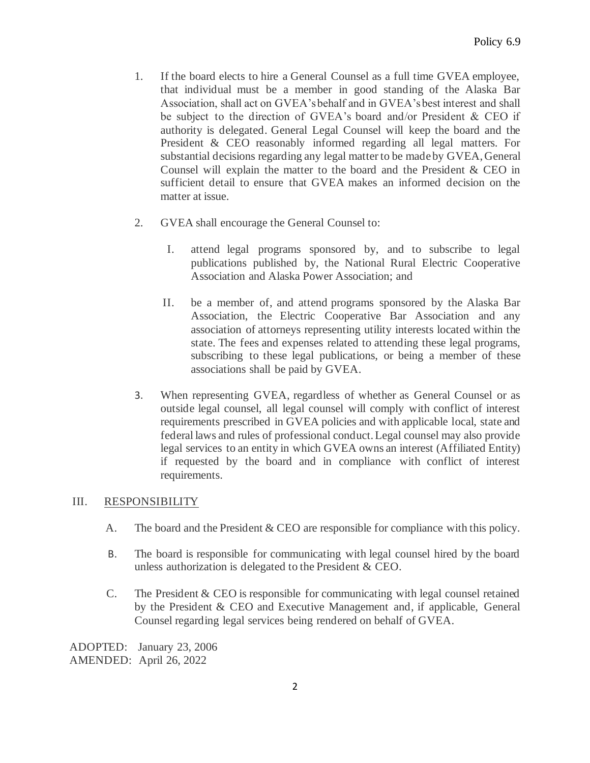1. If the board elects to hire a General Counsel as a full time GVEA employee, that individual must be a member in good standing of the Alaska Bar Association, shall act on GVEA's behalf and in GVEA's best interest and shall be subject to the direction of GVEA's board and/or President & CEO if authority is delegated. General Legal Counsel will keep the board and the President & CEO reasonably informed regarding all legal matters. For substantial decisions regarding any legal matter to be made by GVEA, General Counsel will explain the matter to the board and the President & CEO in sufficient detail to ensure that GVEA makes an informed decision on the matter at issue.

2. GVEA shall encourage the General Counsel to:

   I. attend legal programs sponsored by, and to subscribe to legal publications published by, the National Rural Electric Cooperative Association and Alaska Power Association; and

   II. be a member of, and attend programs sponsored by the Alaska Bar Association, the Electric Cooperative Bar Association and any association of attorneys representing utility interests located within the state. The fees and expenses related to attending these legal programs, subscribing to these legal publications, or being a member of these associations shall be paid by GVEA.

3. When representing GVEA, regardless of whether as General Counsel or as outside legal counsel, all legal counsel will comply with conflict of interest requirements prescribed in GVEA policies and with applicable local, state and federal laws and rules of professional conduct. Legal counsel may also provide legal services to an entity in which GVEA owns an interest (Affiliated Entity) if requested by the board and in compliance with conflict of interest requirements.

## III. RESPONSIBILITY

A. The board and the President & CEO are responsible for compliance with this policy.

B. The board is responsible for communicating with legal counsel hired by the board unless authorization is delegated to the President & CEO.

C. The President & CEO is responsible for communicating with legal counsel retained by the President & CEO and Executive Management and, if applicable, General Counsel regarding legal services being rendered on behalf of GVEA.

ADOPTED: January 23, 2006
AMENDED: April 26, 2022